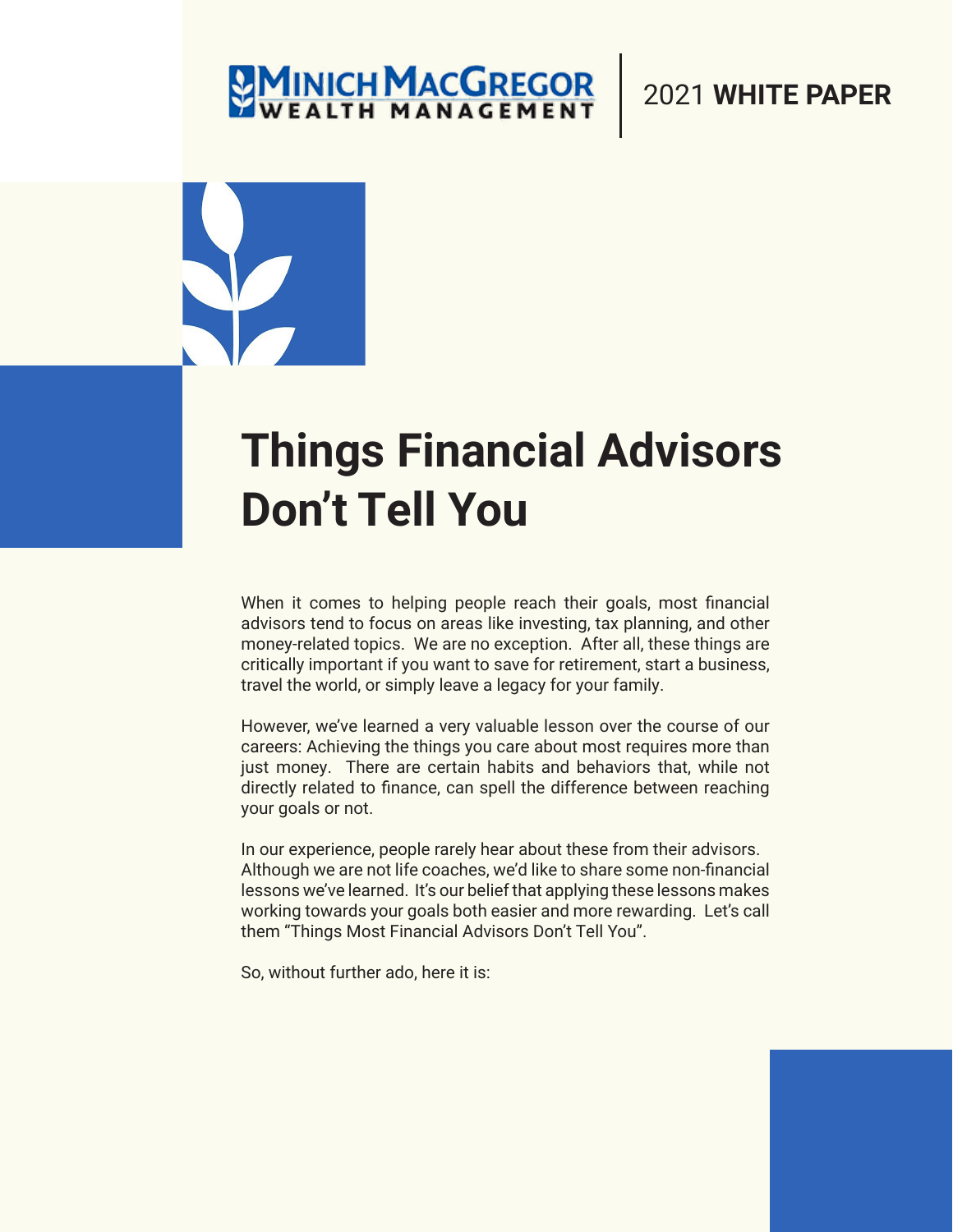MINICH MACGREGOR WEALTH MANAGEMENT

2021 **WHITE PAPER**

# Things Financial Advisors Don't Tell You

When it comes to helping people reach their goals, most financial advisors tend to focus on areas like investing, tax planning, and other money-related topics. We are no exception. After all, these things are critically important if you want to save for retirement, start a business, travel the world, or simply leave a legacy for your family.

However, we've learned a very valuable lesson over the course of our careers: Achieving the things you care about most requires more than just money. There are certain habits and behaviors that, while not directly related to finance, can spell the difference between reaching your goals or not.

In our experience, people rarely hear about these from their advisors. Although we are not life coaches, we'd like to share some non-financial lessons we've learned. It's our belief that applying these lessons makes working towards your goals both easier and more rewarding. Let's call them "Things Most Financial Advisors Don't Tell You".

So, without further ado, here it is: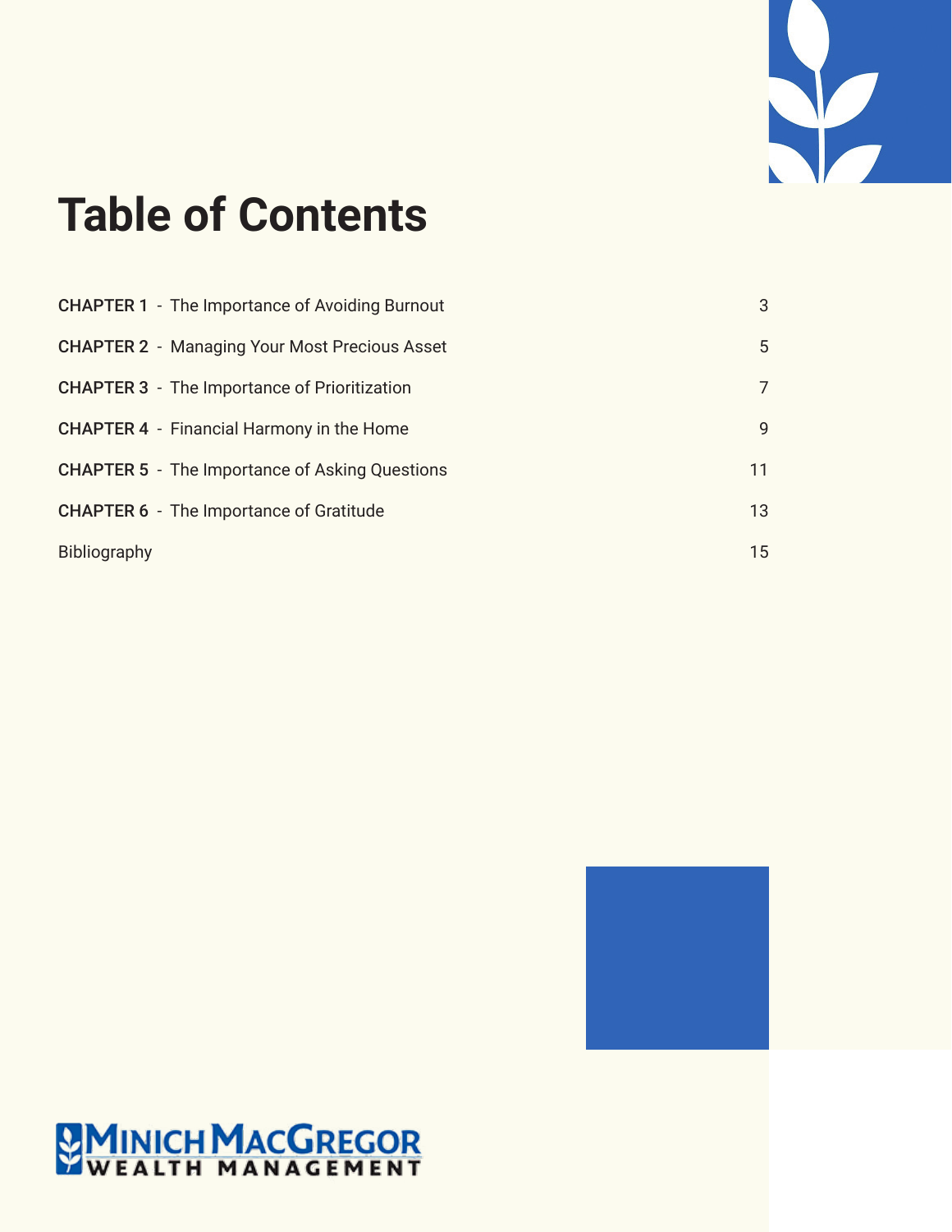# Table of Contents

| | |
|---|---|
| **CHAPTER 1** - The Importance of Avoiding Burnout | 3 |
| **CHAPTER 2** - Managing Your Most Precious Asset | 5 |
| **CHAPTER 3** - The Importance of Prioritization | 7 |
| **CHAPTER 4** - Financial Harmony in the Home | 9 |
| **CHAPTER 5** - The Importance of Asking Questions | 11 |
| **CHAPTER 6** - The Importance of Gratitude | 13 |
| Bibliography | 15 |

MINICH MACGREGOR WEALTH MANAGEMENT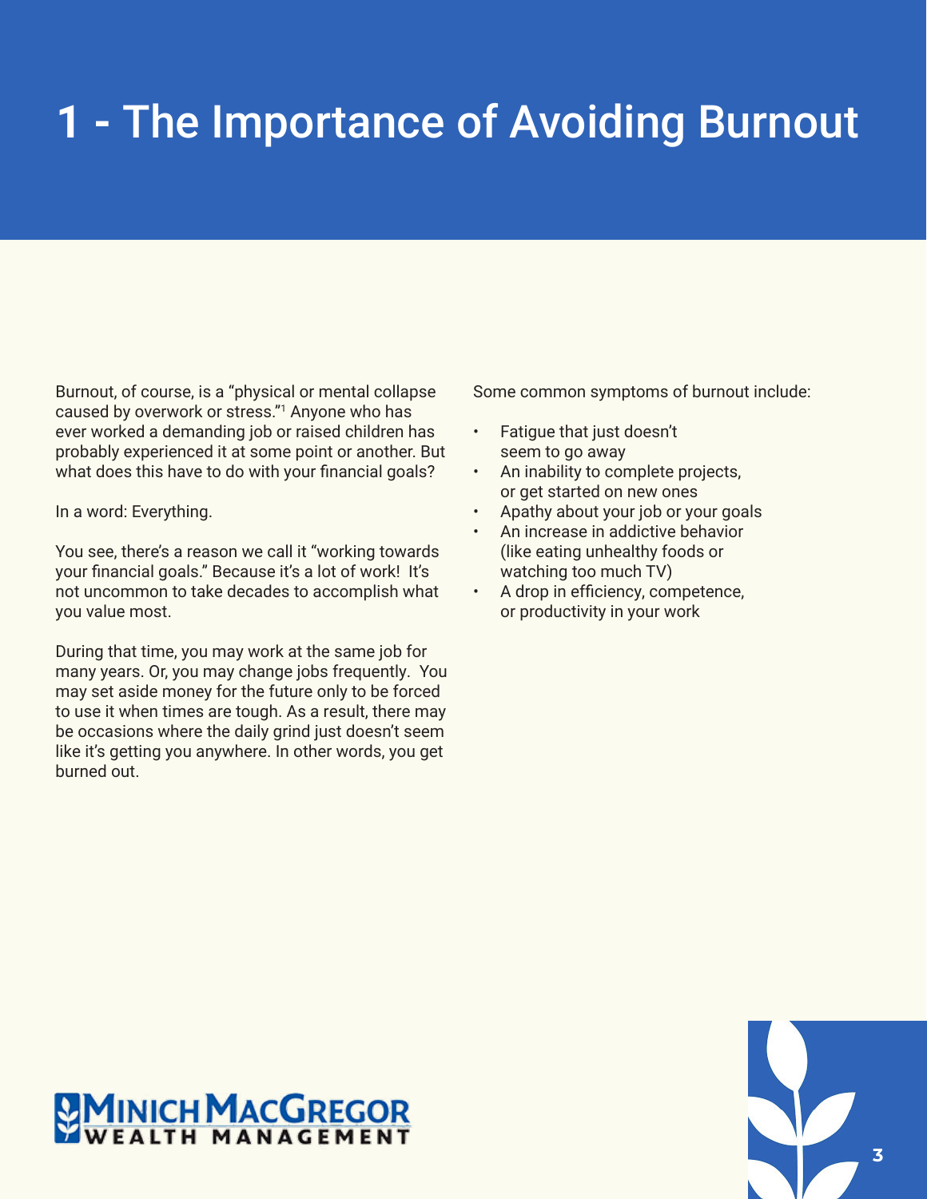# 1 - The Importance of Avoiding Burnout

Burnout, of course, is a "physical or mental collapse caused by overwork or stress."[1] Anyone who has ever worked a demanding job or raised children has probably experienced it at some point or another. But what does this have to do with your financial goals?

In a word: Everything.

You see, there's a reason we call it "working towards your financial goals." Because it's a lot of work! It's not uncommon to take decades to accomplish what you value most.

During that time, you may work at the same job for many years. Or, you may change jobs frequently. You may set aside money for the future only to be forced to use it when times are tough. As a result, there may be occasions where the daily grind just doesn't seem like it's getting you anywhere. In other words, you get burned out.

Some common symptoms of burnout include:

- Fatigue that just doesn't seem to go away
- An inability to complete projects, or get started on new ones
- Apathy about your job or your goals
- An increase in addictive behavior (like eating unhealthy foods or watching too much TV)
- A drop in efficiency, competence, or productivity in your work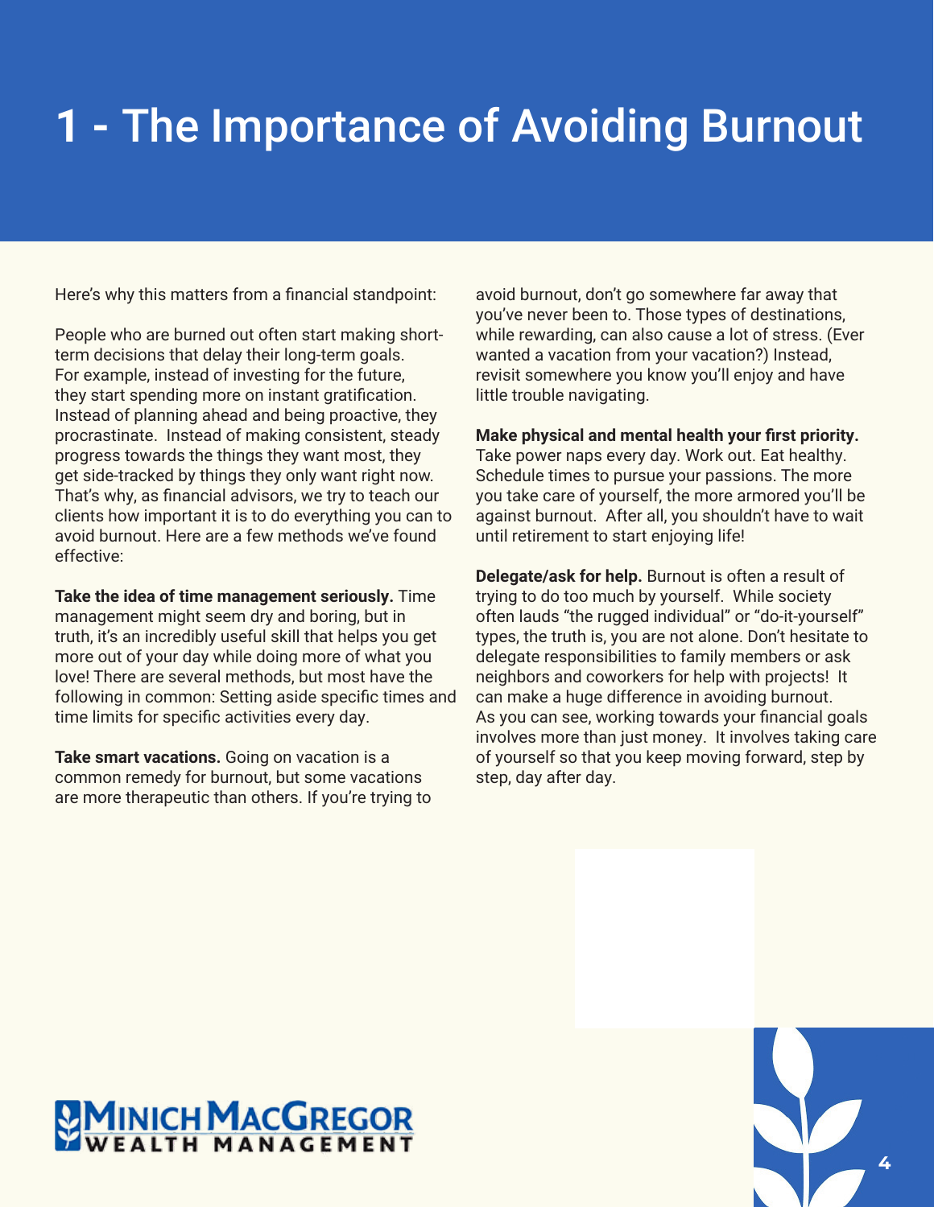# 1 - The Importance of Avoiding Burnout

Here's why this matters from a financial standpoint:

People who are burned out often start making short-term decisions that delay their long-term goals. For example, instead of investing for the future, they start spending more on instant gratification. Instead of planning ahead and being proactive, they procrastinate. Instead of making consistent, steady progress towards the things they want most, they get side-tracked by things they only want right now. That's why, as financial advisors, we try to teach our clients how important it is to do everything you can to avoid burnout. Here are a few methods we've found effective:

**Take the idea of time management seriously.** Time management might seem dry and boring, but in truth, it's an incredibly useful skill that helps you get more out of your day while doing more of what you love! There are several methods, but most have the following in common: Setting aside specific times and time limits for specific activities every day.

**Take smart vacations.** Going on vacation is a common remedy for burnout, but some vacations are more therapeutic than others. If you're trying to avoid burnout, don't go somewhere far away that you've never been to. Those types of destinations, while rewarding, can also cause a lot of stress. (Ever wanted a vacation from your vacation?) Instead, revisit somewhere you know you'll enjoy and have little trouble navigating.

**Make physical and mental health your first priority.** Take power naps every day. Work out. Eat healthy. Schedule times to pursue your passions. The more you take care of yourself, the more armored you'll be against burnout. After all, you shouldn't have to wait until retirement to start enjoying life!

**Delegate/ask for help.** Burnout is often a result of trying to do too much by yourself. While society often lauds "the rugged individual" or "do-it-yourself" types, the truth is, you are not alone. Don't hesitate to delegate responsibilities to family members or ask neighbors and coworkers for help with projects! It can make a huge difference in avoiding burnout.

As you can see, working towards your financial goals involves more than just money. It involves taking care of yourself so that you keep moving forward, step by step, day after day.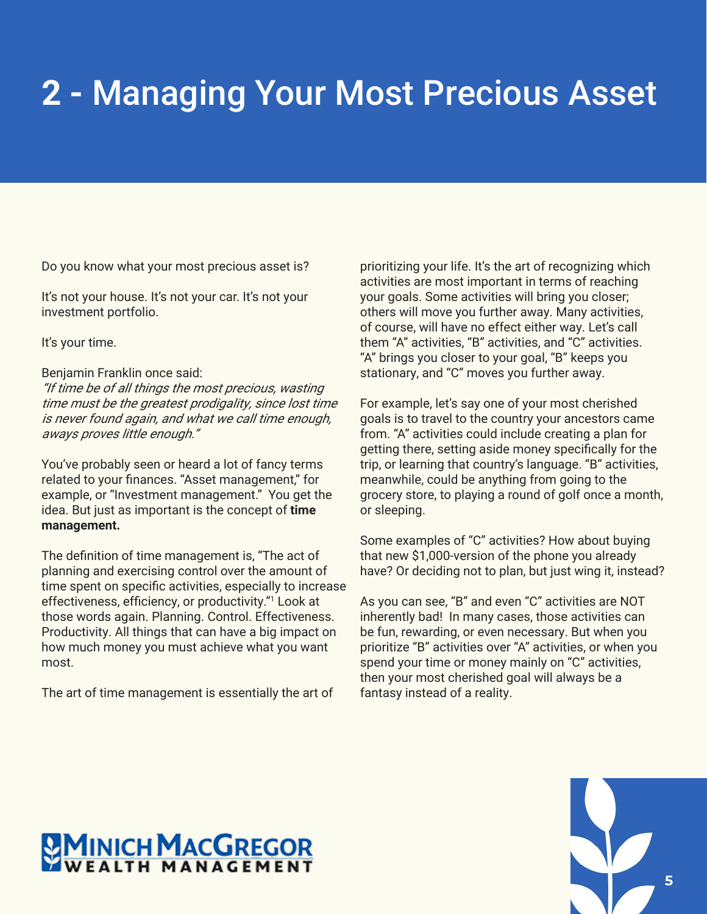# 2 - Managing Your Most Precious Asset

Do you know what your most precious asset is?

It's not your house. It's not your car. It's not your investment portfolio.

It's your time.

Benjamin Franklin once said:
*"If time be of all things the most precious, wasting time must be the greatest prodigality, since lost time is never found again, and what we call time enough, aways proves little enough."*

You've probably seen or heard a lot of fancy terms related to your finances. "Asset management," for example, or "Investment management." You get the idea. But just as important is the concept of **time management.**

The definition of time management is, "The act of planning and exercising control over the amount of time spent on specific activities, especially to increase effectiveness, efficiency, or productivity."[1] Look at those words again. Planning. Control. Effectiveness. Productivity. All things that can have a big impact on how much money you must achieve what you want most.

The art of time management is essentially the art of prioritizing your life. It's the art of recognizing which activities are most important in terms of reaching your goals. Some activities will bring you closer; others will move you further away. Many activities, of course, will have no effect either way. Let's call them "A" activities, "B" activities, and "C" activities. "A" brings you closer to your goal, "B" keeps you stationary, and "C" moves you further away.

For example, let's say one of your most cherished goals is to travel to the country your ancestors came from. "A" activities could include creating a plan for getting there, setting aside money specifically for the trip, or learning that country's language. "B" activities, meanwhile, could be anything from going to the grocery store, to playing a round of golf once a month, or sleeping.

Some examples of "C" activities? How about buying that new $1,000-version of the phone you already have? Or deciding not to plan, but just wing it, instead?

As you can see, "B" and even "C" activities are NOT inherently bad! In many cases, those activities can be fun, rewarding, or even necessary. But when you prioritize "B" activities over "A" activities, or when you spend your time or money mainly on "C" activities, then your most cherished goal will always be a fantasy instead of a reality.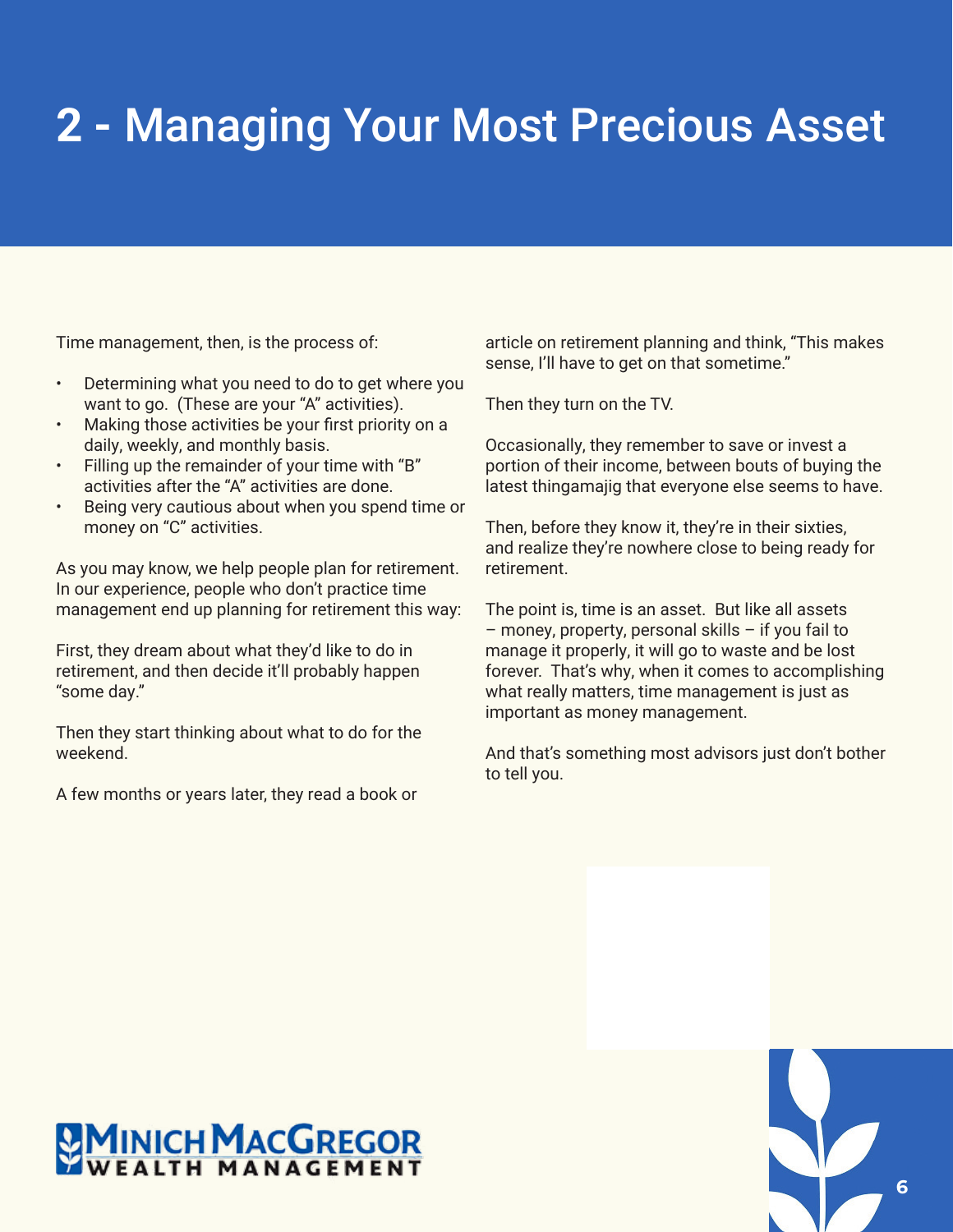# 2 - Managing Your Most Precious Asset

Time management, then, is the process of:

- Determining what you need to do to get where you want to go. (These are your "A" activities).
- Making those activities be your first priority on a daily, weekly, and monthly basis.
- Filling up the remainder of your time with "B" activities after the "A" activities are done.
- Being very cautious about when you spend time or money on "C" activities.

As you may know, we help people plan for retirement. In our experience, people who don't practice time management end up planning for retirement this way:

First, they dream about what they'd like to do in retirement, and then decide it'll probably happen "some day."

Then they start thinking about what to do for the weekend.

A few months or years later, they read a book or article on retirement planning and think, "This makes sense, I'll have to get on that sometime."

Then they turn on the TV.

Occasionally, they remember to save or invest a portion of their income, between bouts of buying the latest thingamajig that everyone else seems to have.

Then, before they know it, they're in their sixties, and realize they're nowhere close to being ready for retirement.

The point is, time is an asset. But like all assets – money, property, personal skills – if you fail to manage it properly, it will go to waste and be lost forever. That's why, when it comes to accomplishing what really matters, time management is just as important as money management.

And that's something most advisors just don't bother to tell you.

MINICH MACGREGOR WEALTH MANAGEMENT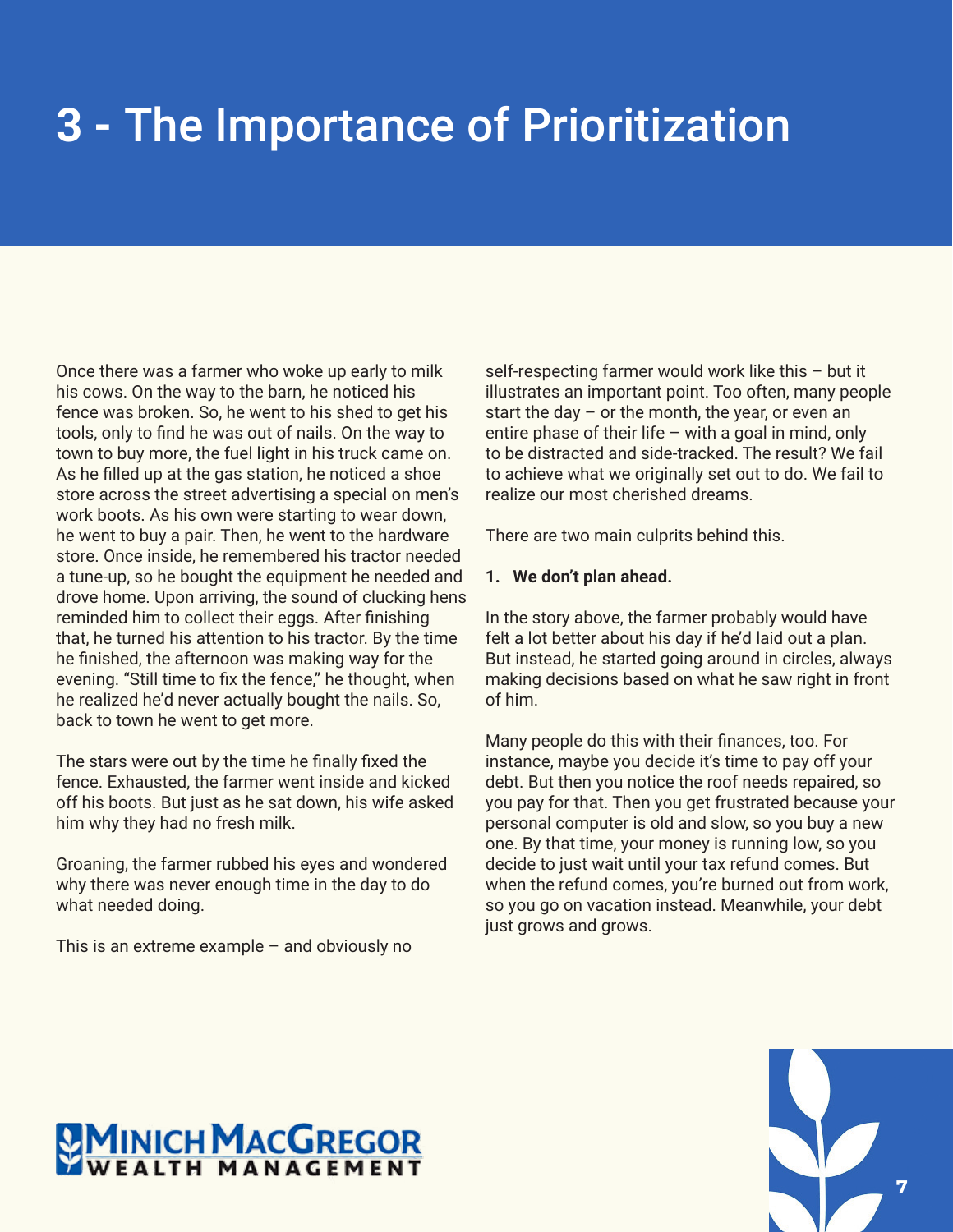# 3 - The Importance of Prioritization

Once there was a farmer who woke up early to milk his cows. On the way to the barn, he noticed his fence was broken. So, he went to his shed to get his tools, only to find he was out of nails. On the way to town to buy more, the fuel light in his truck came on. As he filled up at the gas station, he noticed a shoe store across the street advertising a special on men's work boots. As his own were starting to wear down, he went to buy a pair. Then, he went to the hardware store. Once inside, he remembered his tractor needed a tune-up, so he bought the equipment he needed and drove home. Upon arriving, the sound of clucking hens reminded him to collect their eggs. After finishing that, he turned his attention to his tractor. By the time he finished, the afternoon was making way for the evening. "Still time to fix the fence," he thought, when he realized he'd never actually bought the nails. So, back to town he went to get more.

The stars were out by the time he finally fixed the fence. Exhausted, the farmer went inside and kicked off his boots. But just as he sat down, his wife asked him why they had no fresh milk.

Groaning, the farmer rubbed his eyes and wondered why there was never enough time in the day to do what needed doing.

This is an extreme example – and obviously no self-respecting farmer would work like this – but it illustrates an important point. Too often, many people start the day – or the month, the year, or even an entire phase of their life – with a goal in mind, only to be distracted and side-tracked. The result? We fail to achieve what we originally set out to do. We fail to realize our most cherished dreams.

There are two main culprits behind this.

1. **We don't plan ahead.**

In the story above, the farmer probably would have felt a lot better about his day if he'd laid out a plan. But instead, he started going around in circles, always making decisions based on what he saw right in front of him.

Many people do this with their finances, too. For instance, maybe you decide it's time to pay off your debt. But then you notice the roof needs repaired, so you pay for that. Then you get frustrated because your personal computer is old and slow, so you buy a new one. By that time, your money is running low, so you decide to just wait until your tax refund comes. But when the refund comes, you're burned out from work, so you go on vacation instead. Meanwhile, your debt just grows and grows.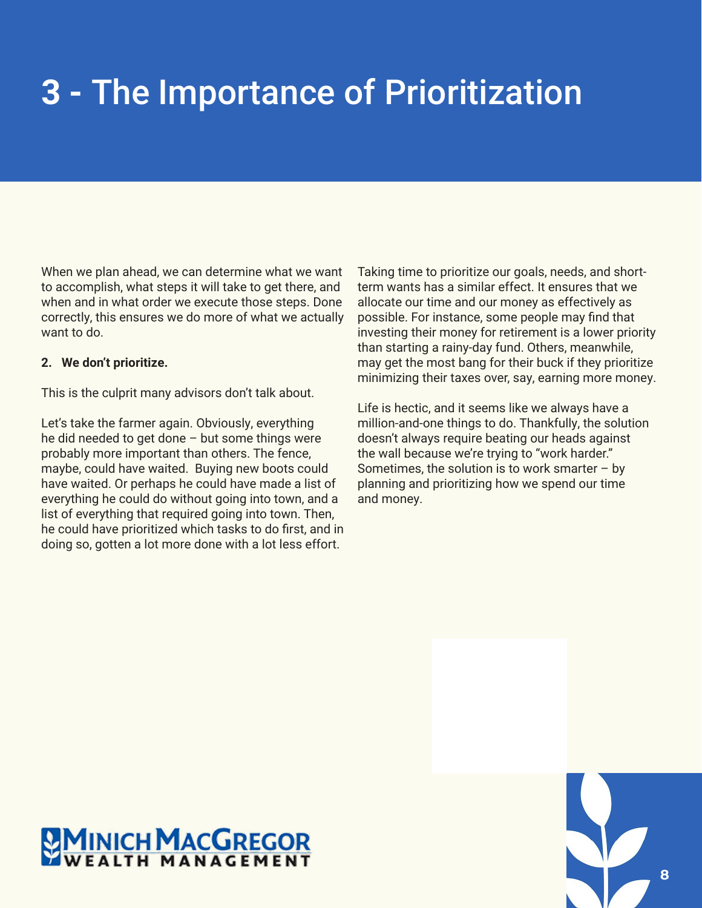# 3 - The Importance of Prioritization

When we plan ahead, we can determine what we want to accomplish, what steps it will take to get there, and when and in what order we execute those steps. Done correctly, this ensures we do more of what we actually want to do.

**2. We don't prioritize.**

This is the culprit many advisors don't talk about.

Let's take the farmer again. Obviously, everything he did needed to get done – but some things were probably more important than others. The fence, maybe, could have waited. Buying new boots could have waited. Or perhaps he could have made a list of everything he could do without going into town, and a list of everything that required going into town. Then, he could have prioritized which tasks to do first, and in doing so, gotten a lot more done with a lot less effort.

Taking time to prioritize our goals, needs, and short-term wants has a similar effect. It ensures that we allocate our time and our money as effectively as possible. For instance, some people may find that investing their money for retirement is a lower priority than starting a rainy-day fund. Others, meanwhile, may get the most bang for their buck if they prioritize minimizing their taxes over, say, earning more money.

Life is hectic, and it seems like we always have a million-and-one things to do. Thankfully, the solution doesn't always require beating our heads against the wall because we're trying to "work harder." Sometimes, the solution is to work smarter – by planning and prioritizing how we spend our time and money.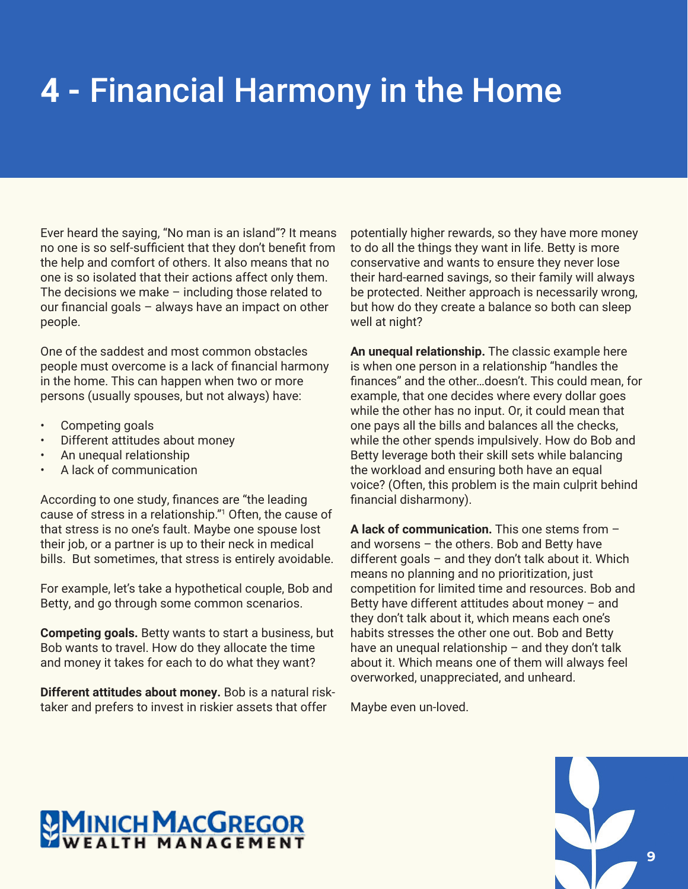# 4 - Financial Harmony in the Home

Ever heard the saying, "No man is an island"? It means no one is so self-sufficient that they don't benefit from the help and comfort of others. It also means that no one is so isolated that their actions affect only them. The decisions we make – including those related to our financial goals – always have an impact on other people.

One of the saddest and most common obstacles people must overcome is a lack of financial harmony in the home. This can happen when two or more persons (usually spouses, but not always) have:

- Competing goals
- Different attitudes about money
- An unequal relationship
- A lack of communication

According to one study, finances are "the leading cause of stress in a relationship."[1] Often, the cause of that stress is no one's fault. Maybe one spouse lost their job, or a partner is up to their neck in medical bills. But sometimes, that stress is entirely avoidable.

For example, let's take a hypothetical couple, Bob and Betty, and go through some common scenarios.

**Competing goals.** Betty wants to start a business, but Bob wants to travel. How do they allocate the time and money it takes for each to do what they want?

**Different attitudes about money.** Bob is a natural risk-taker and prefers to invest in riskier assets that offer potentially higher rewards, so they have more money to do all the things they want in life. Betty is more conservative and wants to ensure they never lose their hard-earned savings, so their family will always be protected. Neither approach is necessarily wrong, but how do they create a balance so both can sleep well at night?

**An unequal relationship.** The classic example here is when one person in a relationship "handles the finances" and the other…doesn't. This could mean, for example, that one decides where every dollar goes while the other has no input. Or, it could mean that one pays all the bills and balances all the checks, while the other spends impulsively. How do Bob and Betty leverage both their skill sets while balancing the workload and ensuring both have an equal voice? (Often, this problem is the main culprit behind financial disharmony).

**A lack of communication.** This one stems from – and worsens – the others. Bob and Betty have different goals – and they don't talk about it. Which means no planning and no prioritization, just competition for limited time and resources. Bob and Betty have different attitudes about money – and they don't talk about it, which means each one's habits stresses the other one out. Bob and Betty have an unequal relationship – and they don't talk about it. Which means one of them will always feel overworked, unappreciated, and unheard.

Maybe even un-loved.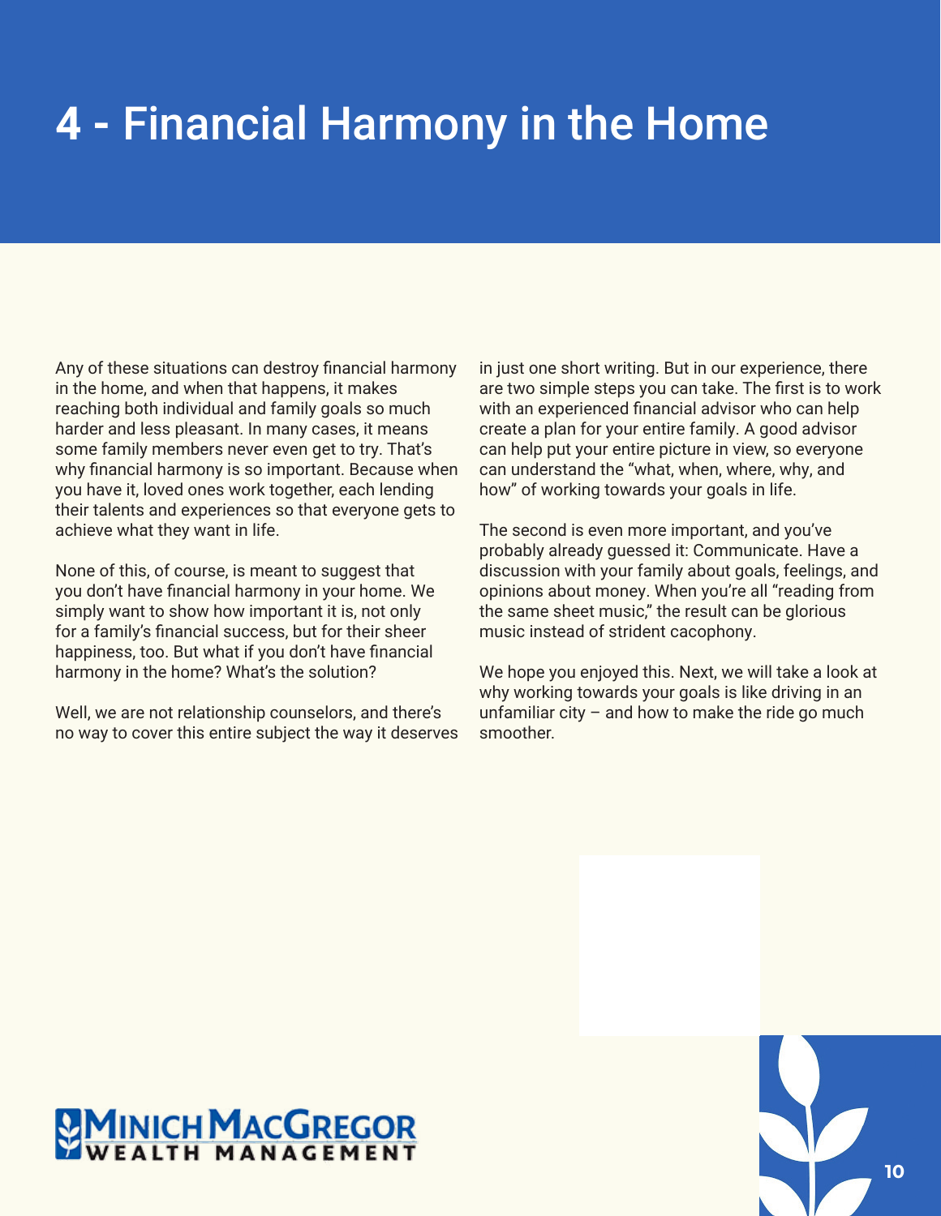# 4 - Financial Harmony in the Home

Any of these situations can destroy financial harmony in the home, and when that happens, it makes reaching both individual and family goals so much harder and less pleasant. In many cases, it means some family members never even get to try. That's why financial harmony is so important. Because when you have it, loved ones work together, each lending their talents and experiences so that everyone gets to achieve what they want in life.

None of this, of course, is meant to suggest that you don't have financial harmony in your home. We simply want to show how important it is, not only for a family's financial success, but for their sheer happiness, too. But what if you don't have financial harmony in the home? What's the solution?

Well, we are not relationship counselors, and there's no way to cover this entire subject the way it deserves in just one short writing. But in our experience, there are two simple steps you can take. The first is to work with an experienced financial advisor who can help create a plan for your entire family. A good advisor can help put your entire picture in view, so everyone can understand the "what, when, where, why, and how" of working towards your goals in life.

The second is even more important, and you've probably already guessed it: Communicate. Have a discussion with your family about goals, feelings, and opinions about money. When you're all "reading from the same sheet music," the result can be glorious music instead of strident cacophony.

We hope you enjoyed this. Next, we will take a look at why working towards your goals is like driving in an unfamiliar city – and how to make the ride go much smoother.

Minich MacGregor Wealth Management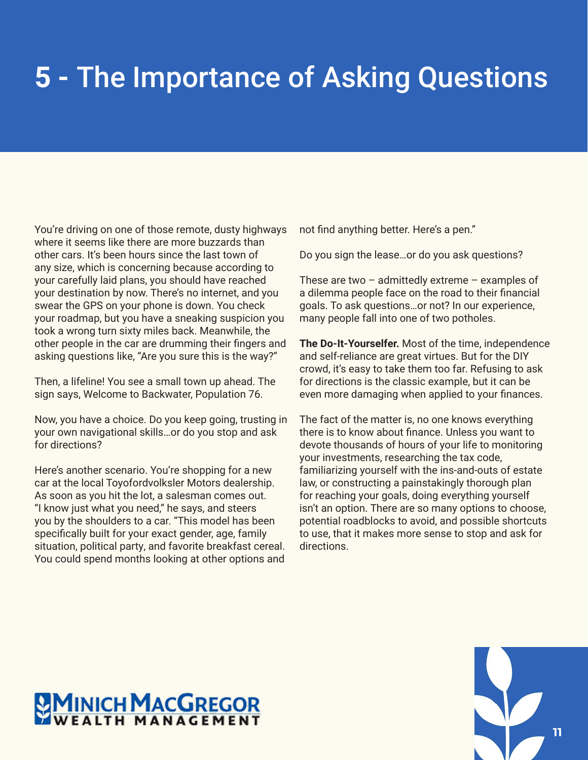# 5 - The Importance of Asking Questions

You're driving on one of those remote, dusty highways where it seems like there are more buzzards than other cars. It's been hours since the last town of any size, which is concerning because according to your carefully laid plans, you should have reached your destination by now. There's no internet, and you swear the GPS on your phone is down. You check your roadmap, but you have a sneaking suspicion you took a wrong turn sixty miles back. Meanwhile, the other people in the car are drumming their fingers and asking questions like, "Are you sure this is the way?"

Then, a lifeline! You see a small town up ahead. The sign says, Welcome to Backwater, Population 76.

Now, you have a choice. Do you keep going, trusting in your own navigational skills…or do you stop and ask for directions?

Here's another scenario. You're shopping for a new car at the local Toyofordvolksler Motors dealership. As soon as you hit the lot, a salesman comes out. "I know just what you need," he says, and steers you by the shoulders to a car. "This model has been specifically built for your exact gender, age, family situation, political party, and favorite breakfast cereal. You could spend months looking at other options and not find anything better. Here's a pen."

Do you sign the lease…or do you ask questions?

These are two – admittedly extreme – examples of a dilemma people face on the road to their financial goals. To ask questions…or not? In our experience, many people fall into one of two potholes.

**The Do-It-Yourselfer.** Most of the time, independence and self-reliance are great virtues. But for the DIY crowd, it's easy to take them too far. Refusing to ask for directions is the classic example, but it can be even more damaging when applied to your finances.

The fact of the matter is, no one knows everything there is to know about finance. Unless you want to devote thousands of hours of your life to monitoring your investments, researching the tax code, familiarizing yourself with the ins-and-outs of estate law, or constructing a painstakingly thorough plan for reaching your goals, doing everything yourself isn't an option. There are so many options to choose, potential roadblocks to avoid, and possible shortcuts to use, that it makes more sense to stop and ask for directions.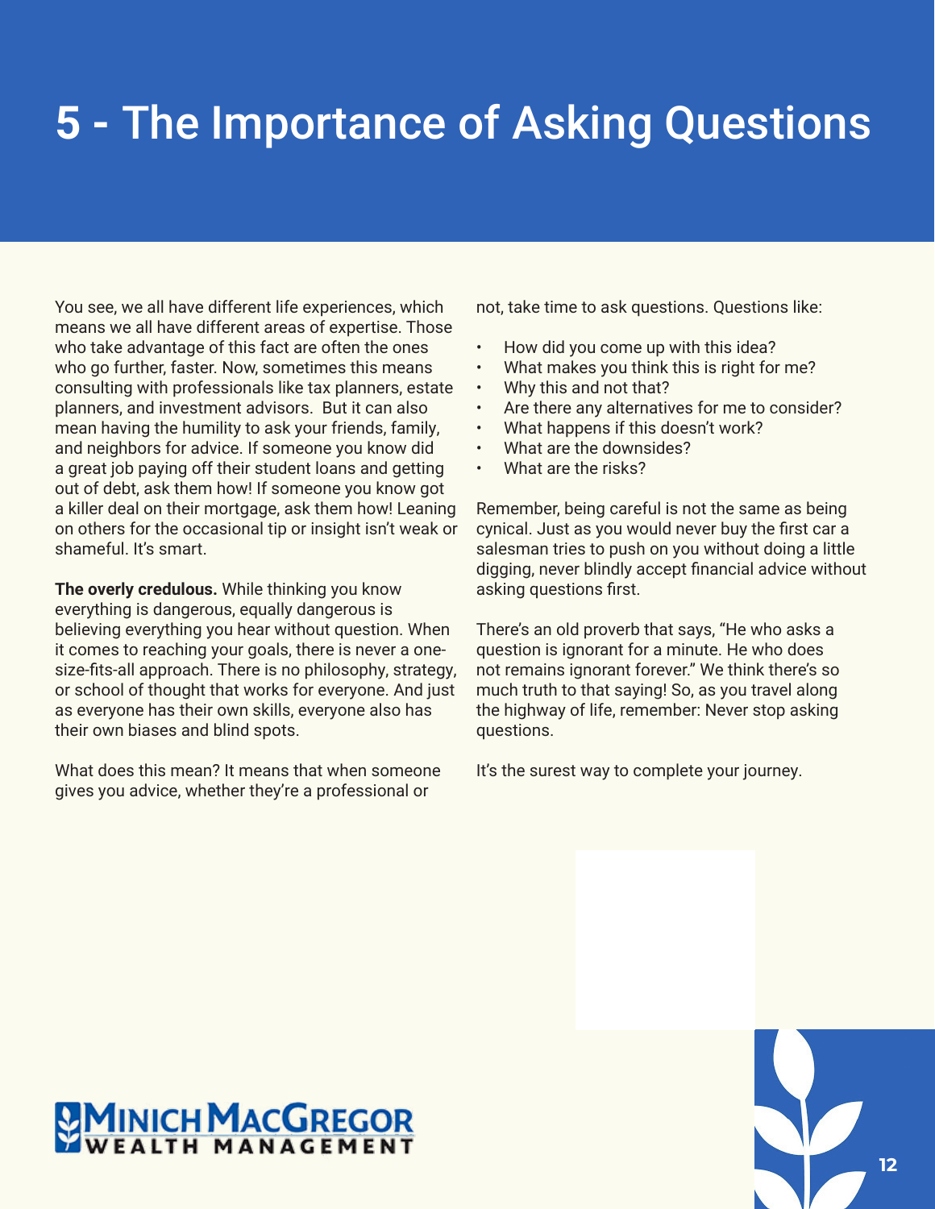# 5 - The Importance of Asking Questions

You see, we all have different life experiences, which means we all have different areas of expertise. Those who take advantage of this fact are often the ones who go further, faster. Now, sometimes this means consulting with professionals like tax planners, estate planners, and investment advisors. But it can also mean having the humility to ask your friends, family, and neighbors for advice. If someone you know did a great job paying off their student loans and getting out of debt, ask them how! If someone you know got a killer deal on their mortgage, ask them how! Leaning on others for the occasional tip or insight isn't weak or shameful. It's smart.

**The overly credulous.** While thinking you know everything is dangerous, equally dangerous is believing everything you hear without question. When it comes to reaching your goals, there is never a one-size-fits-all approach. There is no philosophy, strategy, or school of thought that works for everyone. And just as everyone has their own skills, everyone also has their own biases and blind spots.

What does this mean? It means that when someone gives you advice, whether they're a professional or not, take time to ask questions. Questions like:

- How did you come up with this idea?
- What makes you think this is right for me?
- Why this and not that?
- Are there any alternatives for me to consider?
- What happens if this doesn't work?
- What are the downsides?
- What are the risks?

Remember, being careful is not the same as being cynical. Just as you would never buy the first car a salesman tries to push on you without doing a little digging, never blindly accept financial advice without asking questions first.

There's an old proverb that says, "He who asks a question is ignorant for a minute. He who does not remains ignorant forever." We think there's so much truth to that saying! So, as you travel along the highway of life, remember: Never stop asking questions.

It's the surest way to complete your journey.

MINICH MACGREGOR
WEALTH MANAGEMENT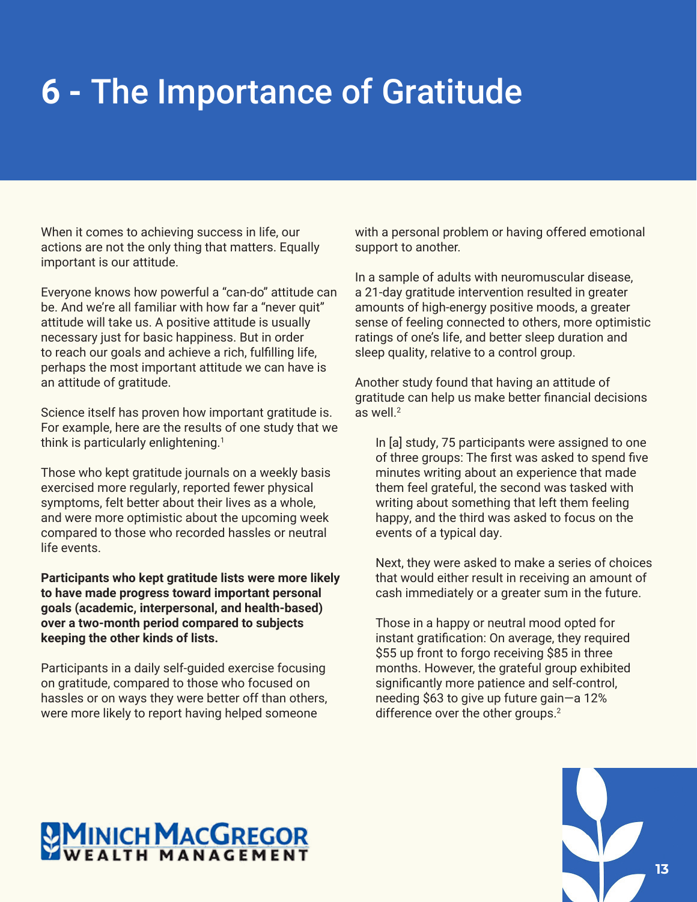# 6 - The Importance of Gratitude

When it comes to achieving success in life, our actions are not the only thing that matters. Equally important is our attitude.

Everyone knows how powerful a "can-do" attitude can be. And we're all familiar with how far a "never quit" attitude will take us. A positive attitude is usually necessary just for basic happiness. But in order to reach our goals and achieve a rich, fulfilling life, perhaps the most important attitude we can have is an attitude of gratitude.

Science itself has proven how important gratitude is. For example, here are the results of one study that we think is particularly enlightening.[1]

Those who kept gratitude journals on a weekly basis exercised more regularly, reported fewer physical symptoms, felt better about their lives as a whole, and were more optimistic about the upcoming week compared to those who recorded hassles or neutral life events.

**Participants who kept gratitude lists were more likely to have made progress toward important personal goals (academic, interpersonal, and health-based) over a two-month period compared to subjects keeping the other kinds of lists.**

Participants in a daily self-guided exercise focusing on gratitude, compared to those who focused on hassles or on ways they were better off than others, were more likely to report having helped someone with a personal problem or having offered emotional support to another.

In a sample of adults with neuromuscular disease, a 21-day gratitude intervention resulted in greater amounts of high-energy positive moods, a greater sense of feeling connected to others, more optimistic ratings of one's life, and better sleep duration and sleep quality, relative to a control group.

Another study found that having an attitude of gratitude can help us make better financial decisions as well.[2]

> In [a] study, 75 participants were assigned to one of three groups: The first was asked to spend five minutes writing about an experience that made them feel grateful, the second was tasked with writing about something that left them feeling happy, and the third was asked to focus on the events of a typical day.
>
> Next, they were asked to make a series of choices that would either result in receiving an amount of cash immediately or a greater sum in the future.
>
> Those in a happy or neutral mood opted for instant gratification: On average, they required $55 up front to forgo receiving $85 in three months. However, the grateful group exhibited significantly more patience and self-control, needing $63 to give up future gain—a 12% difference over the other groups.[2]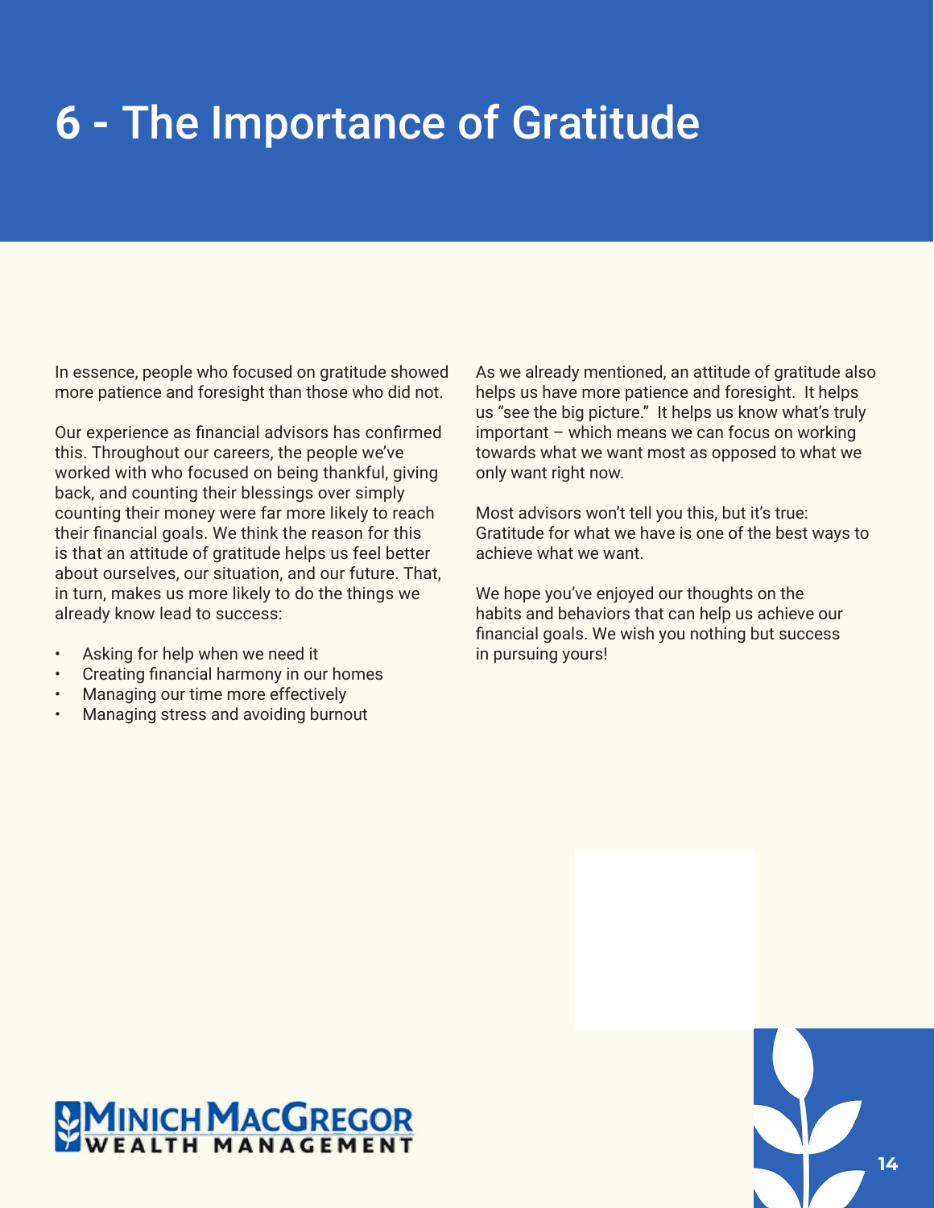# 6 - The Importance of Gratitude

In essence, people who focused on gratitude showed more patience and foresight than those who did not.

Our experience as financial advisors has confirmed this. Throughout our careers, the people we've worked with who focused on being thankful, giving back, and counting their blessings over simply counting their money were far more likely to reach their financial goals. We think the reason for this is that an attitude of gratitude helps us feel better about ourselves, our situation, and our future. That, in turn, makes us more likely to do the things we already know lead to success:

- Asking for help when we need it
- Creating financial harmony in our homes
- Managing our time more effectively
- Managing stress and avoiding burnout

As we already mentioned, an attitude of gratitude also helps us have more patience and foresight. It helps us "see the big picture." It helps us know what's truly important – which means we can focus on working towards what we want most as opposed to what we only want right now.

Most advisors won't tell you this, but it's true: Gratitude for what we have is one of the best ways to achieve what we want.

We hope you've enjoyed our thoughts on the habits and behaviors that can help us achieve our financial goals. We wish you nothing but success in pursuing yours!

MINICH MACGREGOR WEALTH MANAGEMENT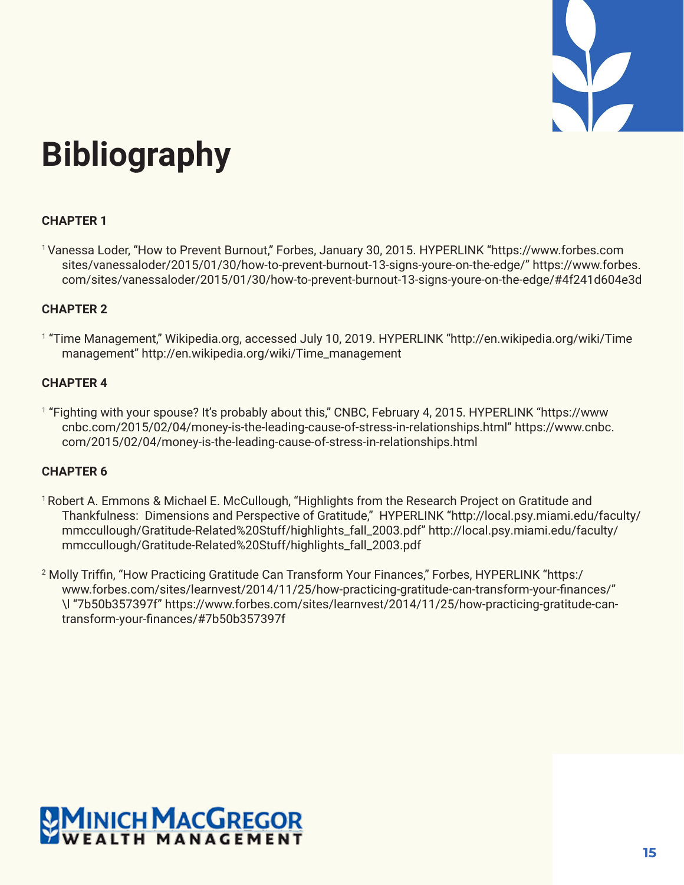# Bibliography

**CHAPTER 1**

[1] Vanessa Loder, "How to Prevent Burnout," Forbes, January 30, 2015. HYPERLINK "https://www.forbes.com sites/vanessaloder/2015/01/30/how-to-prevent-burnout-13-signs-youre-on-the-edge/" https://www.forbes.com/sites/vanessaloder/2015/01/30/how-to-prevent-burnout-13-signs-youre-on-the-edge/#4f241d604e3d

**CHAPTER 2**

[1] "Time Management," Wikipedia.org, accessed July 10, 2019. HYPERLINK "http://en.wikipedia.org/wiki/Time management" http://en.wikipedia.org/wiki/Time_management

**CHAPTER 4**

[1] "Fighting with your spouse? It's probably about this," CNBC, February 4, 2015. HYPERLINK "https://www cnbc.com/2015/02/04/money-is-the-leading-cause-of-stress-in-relationships.html" https://www.cnbc.com/2015/02/04/money-is-the-leading-cause-of-stress-in-relationships.html

**CHAPTER 6**

[1] Robert A. Emmons & Michael E. McCullough, "Highlights from the Research Project on Gratitude and Thankfulness: Dimensions and Perspective of Gratitude," HYPERLINK "http://local.psy.miami.edu/faculty/mmccullough/Gratitude-Related%20Stuff/highlights_fall_2003.pdf" http://local.psy.miami.edu/faculty/mmccullough/Gratitude-Related%20Stuff/highlights_fall_2003.pdf

[2] Molly Triffin, "How Practicing Gratitude Can Transform Your Finances," Forbes, HYPERLINK "https:/ www.forbes.com/sites/learnvest/2014/11/25/how-practicing-gratitude-can-transform-your-finances/" \l "7b50b357397f" https://www.forbes.com/sites/learnvest/2014/11/25/how-practicing-gratitude-can-transform-your-finances/#7b50b357397f

MINICH MACGREGOR WEALTH MANAGEMENT